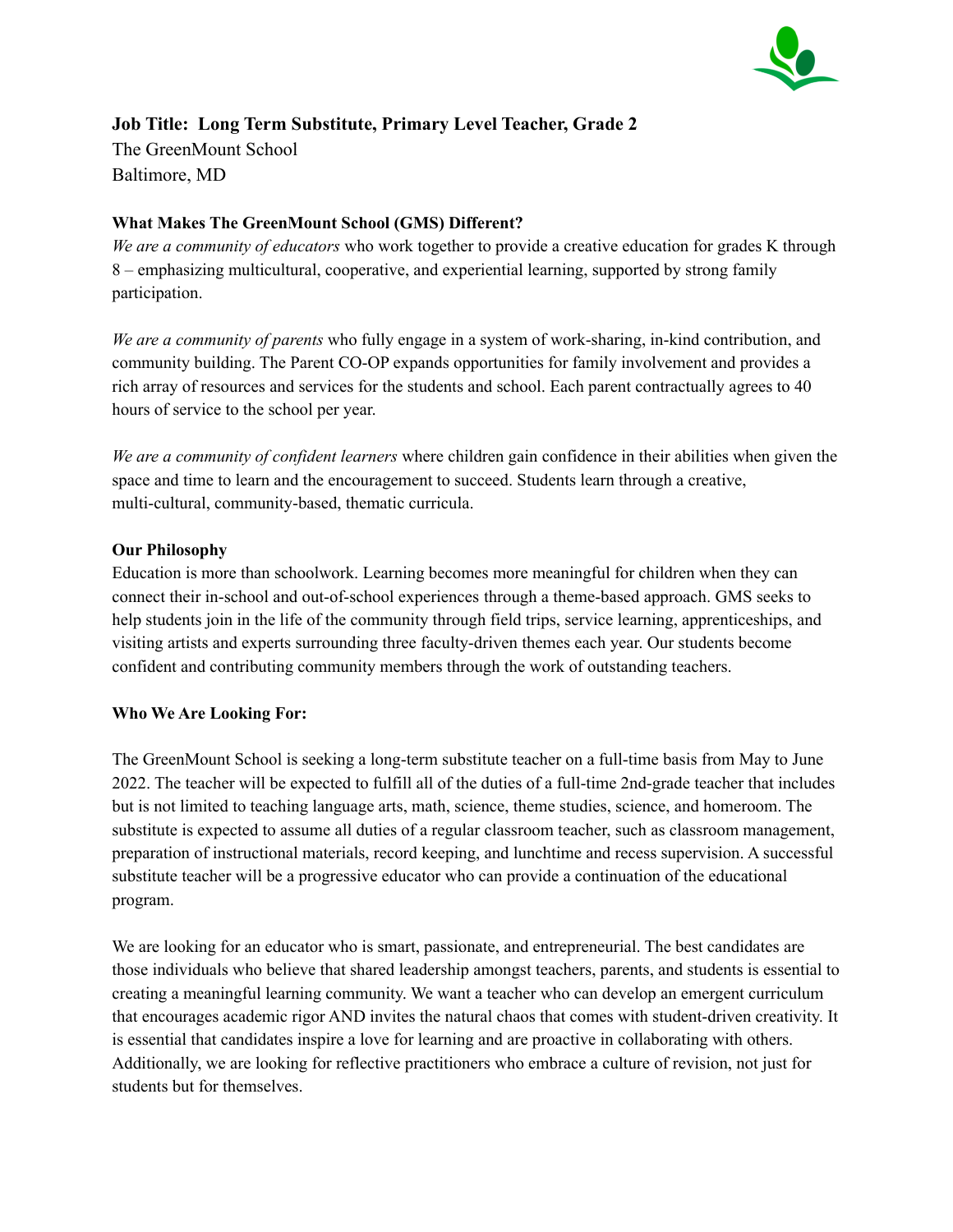**Job Title: Long Term Substitute, Primary Level Teacher, Grade 2**
The GreenMount School
Baltimore, MD

**What Makes The GreenMount School (GMS) Different?**

*We are a community of educators* who work together to provide a creative education for grades K through 8 – emphasizing multicultural, cooperative, and experiential learning, supported by strong family participation.

*We are a community of parents* who fully engage in a system of work-sharing, in-kind contribution, and community building. The Parent CO-OP expands opportunities for family involvement and provides a rich array of resources and services for the students and school. Each parent contractually agrees to 40 hours of service to the school per year.

*We are a community of confident learners* where children gain confidence in their abilities when given the space and time to learn and the encouragement to succeed. Students learn through a creative, multi-cultural, community-based, thematic curricula.

**Our Philosophy**

Education is more than schoolwork. Learning becomes more meaningful for children when they can connect their in-school and out-of-school experiences through a theme-based approach. GMS seeks to help students join in the life of the community through field trips, service learning, apprenticeships, and visiting artists and experts surrounding three faculty-driven themes each year. Our students become confident and contributing community members through the work of outstanding teachers.

**Who We Are Looking For:**

The GreenMount School is seeking a long-term substitute teacher on a full-time basis from May to June 2022. The teacher will be expected to fulfill all of the duties of a full-time 2nd-grade teacher that includes but is not limited to teaching language arts, math, science, theme studies, science, and homeroom. The substitute is expected to assume all duties of a regular classroom teacher, such as classroom management, preparation of instructional materials, record keeping, and lunchtime and recess supervision. A successful substitute teacher will be a progressive educator who can provide a continuation of the educational program.

We are looking for an educator who is smart, passionate, and entrepreneurial. The best candidates are those individuals who believe that shared leadership amongst teachers, parents, and students is essential to creating a meaningful learning community. We want a teacher who can develop an emergent curriculum that encourages academic rigor AND invites the natural chaos that comes with student-driven creativity. It is essential that candidates inspire a love for learning and are proactive in collaborating with others. Additionally, we are looking for reflective practitioners who embrace a culture of revision, not just for students but for themselves.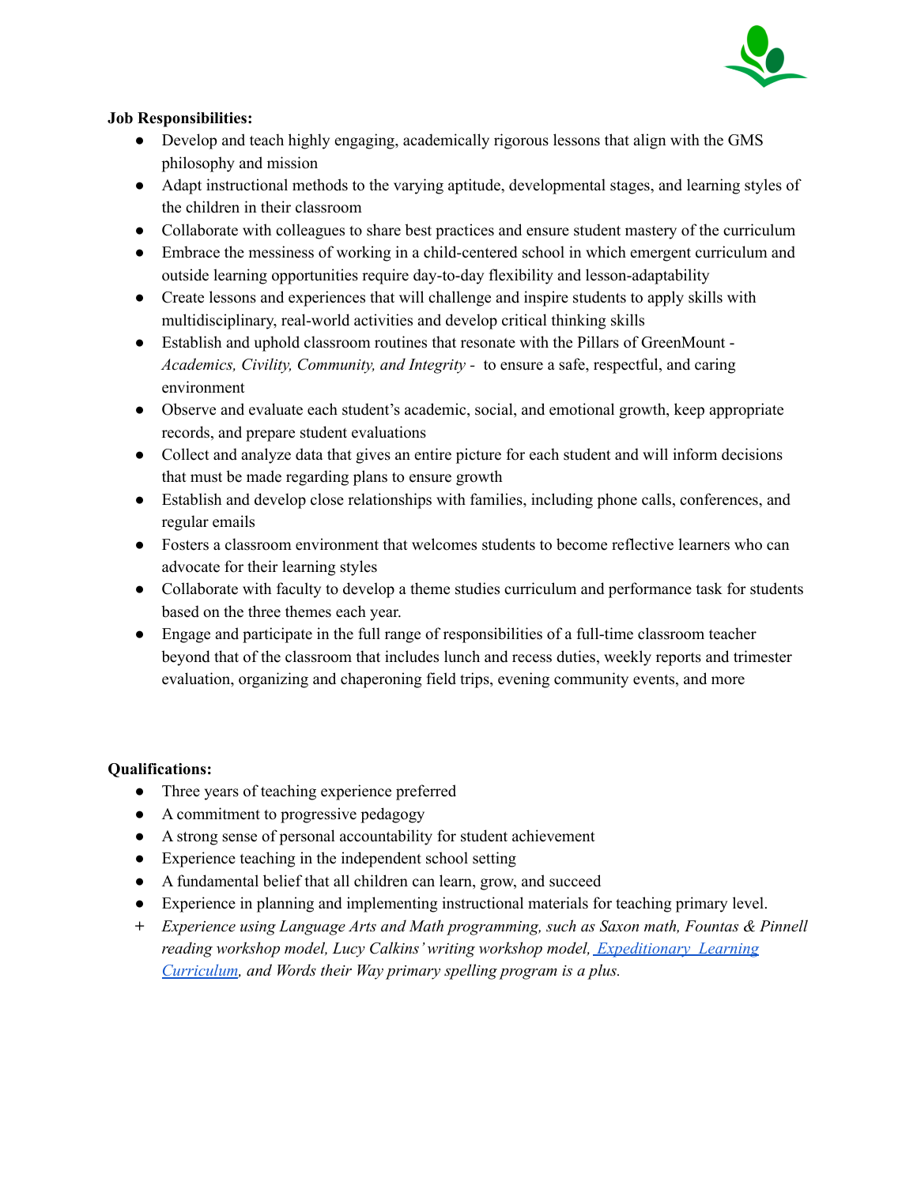**Job Responsibilities:**

- Develop and teach highly engaging, academically rigorous lessons that align with the GMS philosophy and mission
- Adapt instructional methods to the varying aptitude, developmental stages, and learning styles of the children in their classroom
- Collaborate with colleagues to share best practices and ensure student mastery of the curriculum
- Embrace the messiness of working in a child-centered school in which emergent curriculum and outside learning opportunities require day-to-day flexibility and lesson-adaptability
- Create lessons and experiences that will challenge and inspire students to apply skills with multidisciplinary, real-world activities and develop critical thinking skills
- Establish and uphold classroom routines that resonate with the Pillars of GreenMount - *Academics, Civility, Community, and Integrity* - to ensure a safe, respectful, and caring environment
- Observe and evaluate each student's academic, social, and emotional growth, keep appropriate records, and prepare student evaluations
- Collect and analyze data that gives an entire picture for each student and will inform decisions that must be made regarding plans to ensure growth
- Establish and develop close relationships with families, including phone calls, conferences, and regular emails
- Fosters a classroom environment that welcomes students to become reflective learners who can advocate for their learning styles
- Collaborate with faculty to develop a theme studies curriculum and performance task for students based on the three themes each year.
- Engage and participate in the full range of responsibilities of a full-time classroom teacher beyond that of the classroom that includes lunch and recess duties, weekly reports and trimester evaluation, organizing and chaperoning field trips, evening community events, and more

**Qualifications:**

- Three years of teaching experience preferred
- A commitment to progressive pedagogy
- A strong sense of personal accountability for student achievement
- Experience teaching in the independent school setting
- A fundamental belief that all children can learn, grow, and succeed
- Experience in planning and implementing instructional materials for teaching primary level.

\+ *Experience using Language Arts and Math programming, such as Saxon math, Fountas & Pinnell reading workshop model, Lucy Calkins' writing workshop model, Expeditionary Learning Curriculum, and Words their Way primary spelling program is a plus.*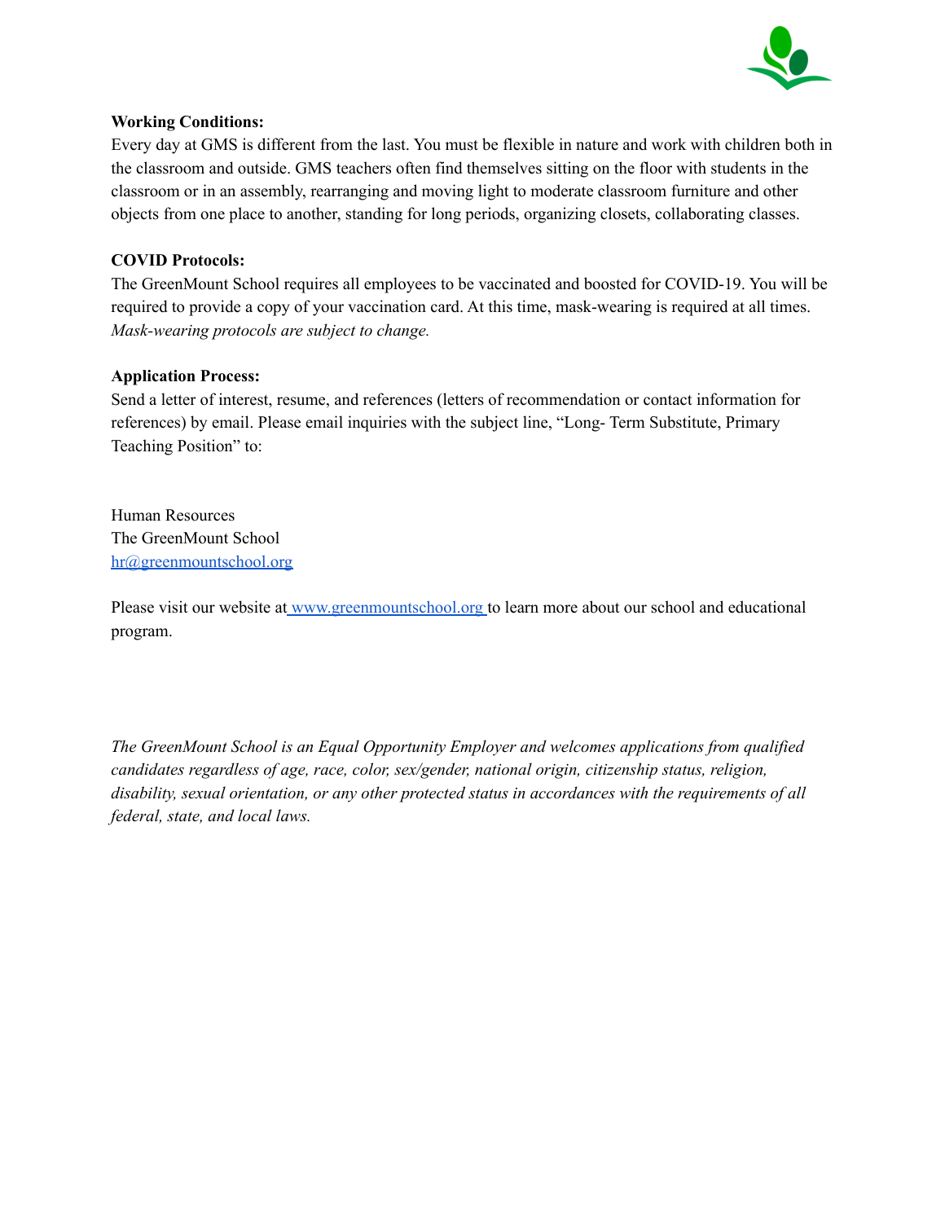**Working Conditions:**

Every day at GMS is different from the last. You must be flexible in nature and work with children both in the classroom and outside. GMS teachers often find themselves sitting on the floor with students in the classroom or in an assembly, rearranging and moving light to moderate classroom furniture and other objects from one place to another, standing for long periods, organizing closets, collaborating classes.

**COVID Protocols:**

The GreenMount School requires all employees to be vaccinated and boosted for COVID-19. You will be required to provide a copy of your vaccination card. At this time, mask-wearing is required at all times. *Mask-wearing protocols are subject to change.*

**Application Process:**

Send a letter of interest, resume, and references (letters of recommendation or contact information for references) by email. Please email inquiries with the subject line, "Long- Term Substitute, Primary Teaching Position" to:

Human Resources
The GreenMount School
hr@greenmountschool.org

Please visit our website at www.greenmountschool.org to learn more about our school and educational program.

*The GreenMount School is an Equal Opportunity Employer and welcomes applications from qualified candidates regardless of age, race, color, sex/gender, national origin, citizenship status, religion, disability, sexual orientation, or any other protected status in accordances with the requirements of all federal, state, and local laws.*